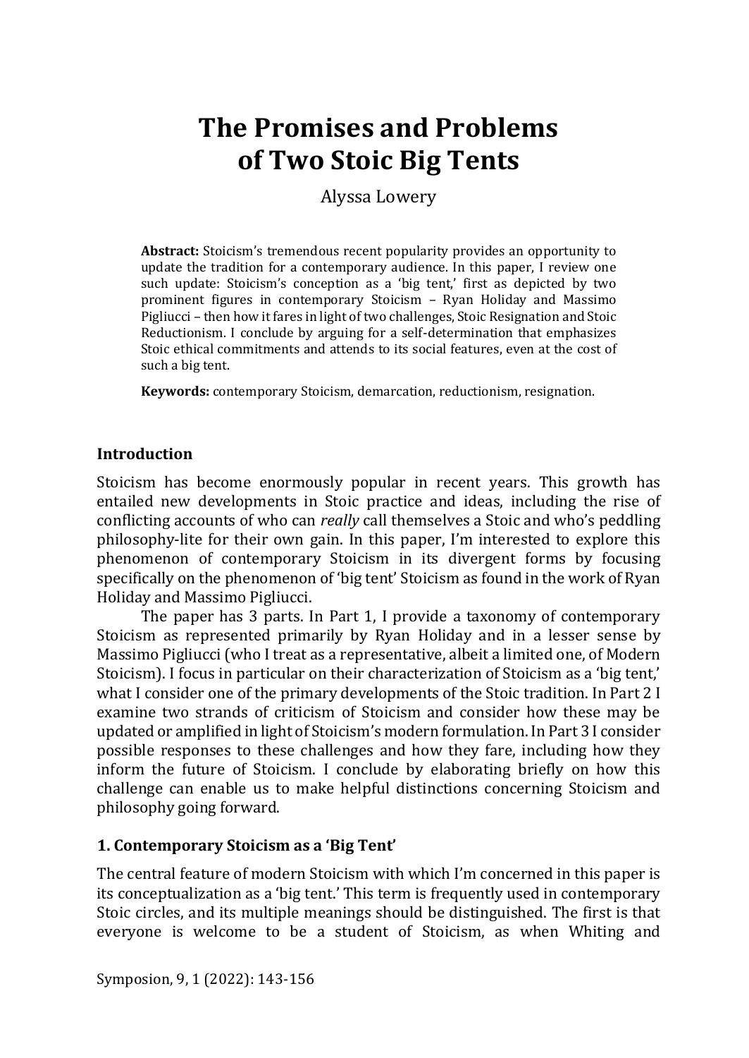# The Promises and Problems of Two Stoic Big Tents

Alyssa Lowery

**Abstract:** Stoicism's tremendous recent popularity provides an opportunity to update the tradition for a contemporary audience. In this paper, I review one such update: Stoicism's conception as a 'big tent,' first as depicted by two prominent figures in contemporary Stoicism – Ryan Holiday and Massimo Pigliucci – then how it fares in light of two challenges, Stoic Resignation and Stoic Reductionism. I conclude by arguing for a self-determination that emphasizes Stoic ethical commitments and attends to its social features, even at the cost of such a big tent.

**Keywords:** contemporary Stoicism, demarcation, reductionism, resignation.

## Introduction

Stoicism has become enormously popular in recent years. This growth has entailed new developments in Stoic practice and ideas, including the rise of conflicting accounts of who can *really* call themselves a Stoic and who's peddling philosophy-lite for their own gain. In this paper, I'm interested to explore this phenomenon of contemporary Stoicism in its divergent forms by focusing specifically on the phenomenon of 'big tent' Stoicism as found in the work of Ryan Holiday and Massimo Pigliucci.

The paper has 3 parts. In Part 1, I provide a taxonomy of contemporary Stoicism as represented primarily by Ryan Holiday and in a lesser sense by Massimo Pigliucci (who I treat as a representative, albeit a limited one, of Modern Stoicism). I focus in particular on their characterization of Stoicism as a 'big tent,' what I consider one of the primary developments of the Stoic tradition. In Part 2 I examine two strands of criticism of Stoicism and consider how these may be updated or amplified in light of Stoicism's modern formulation. In Part 3 I consider possible responses to these challenges and how they fare, including how they inform the future of Stoicism. I conclude by elaborating briefly on how this challenge can enable us to make helpful distinctions concerning Stoicism and philosophy going forward.

## 1. Contemporary Stoicism as a 'Big Tent'

The central feature of modern Stoicism with which I'm concerned in this paper is its conceptualization as a 'big tent.' This term is frequently used in contemporary Stoic circles, and its multiple meanings should be distinguished. The first is that everyone is welcome to be a student of Stoicism, as when Whiting and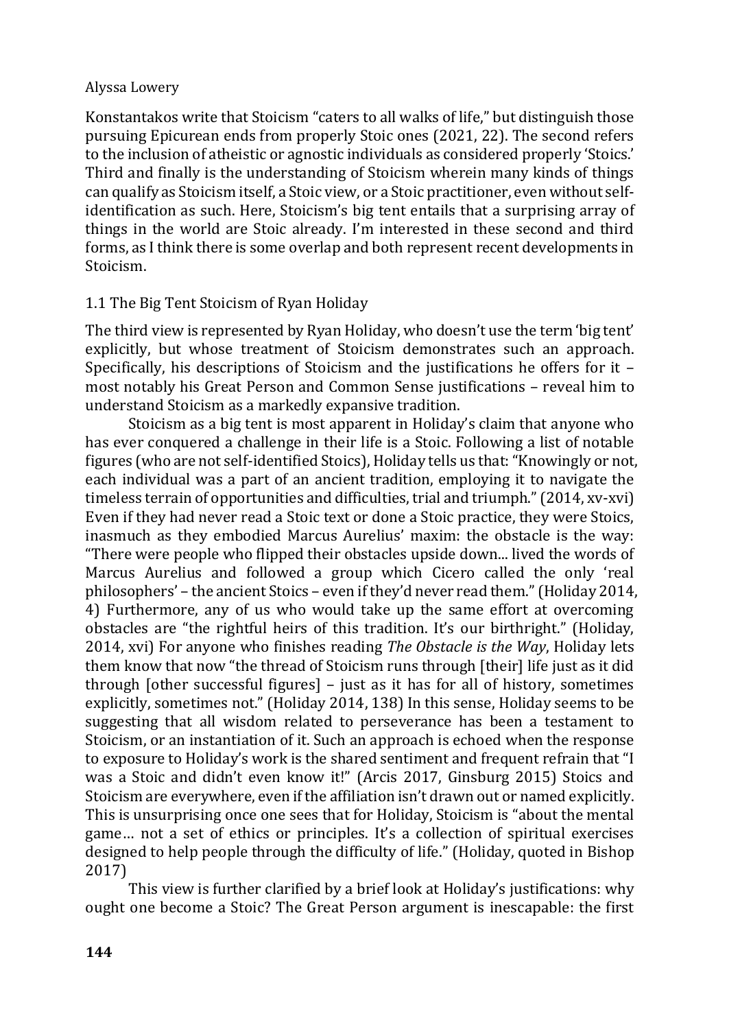Konstantakos write that Stoicism "caters to all walks of life," but distinguish those pursuing Epicurean ends from properly Stoic ones (2021, 22). The second refers to the inclusion of atheistic or agnostic individuals as considered properly 'Stoics.' Third and finally is the understanding of Stoicism wherein many kinds of things can qualify as Stoicism itself, a Stoic view, or a Stoic practitioner, even without self-identification as such. Here, Stoicism's big tent entails that a surprising array of things in the world are Stoic already. I'm interested in these second and third forms, as I think there is some overlap and both represent recent developments in Stoicism.

### 1.1 The Big Tent Stoicism of Ryan Holiday

The third view is represented by Ryan Holiday, who doesn't use the term 'big tent' explicitly, but whose treatment of Stoicism demonstrates such an approach. Specifically, his descriptions of Stoicism and the justifications he offers for it – most notably his Great Person and Common Sense justifications – reveal him to understand Stoicism as a markedly expansive tradition.

Stoicism as a big tent is most apparent in Holiday's claim that anyone who has ever conquered a challenge in their life is a Stoic. Following a list of notable figures (who are not self-identified Stoics), Holiday tells us that: "Knowingly or not, each individual was a part of an ancient tradition, employing it to navigate the timeless terrain of opportunities and difficulties, trial and triumph." (2014, xv-xvi) Even if they had never read a Stoic text or done a Stoic practice, they were Stoics, inasmuch as they embodied Marcus Aurelius' maxim: the obstacle is the way: "There were people who flipped their obstacles upside down... lived the words of Marcus Aurelius and followed a group which Cicero called the only 'real philosophers' – the ancient Stoics – even if they'd never read them." (Holiday 2014, 4) Furthermore, any of us who would take up the same effort at overcoming obstacles are "the rightful heirs of this tradition. It's our birthright." (Holiday, 2014, xvi) For anyone who finishes reading *The Obstacle is the Way*, Holiday lets them know that now "the thread of Stoicism runs through [their] life just as it did through [other successful figures] – just as it has for all of history, sometimes explicitly, sometimes not." (Holiday 2014, 138) In this sense, Holiday seems to be suggesting that all wisdom related to perseverance has been a testament to Stoicism, or an instantiation of it. Such an approach is echoed when the response to exposure to Holiday's work is the shared sentiment and frequent refrain that "I was a Stoic and didn't even know it!" (Arcis 2017, Ginsburg 2015) Stoics and Stoicism are everywhere, even if the affiliation isn't drawn out or named explicitly. This is unsurprising once one sees that for Holiday, Stoicism is "about the mental game… not a set of ethics or principles. It's a collection of spiritual exercises designed to help people through the difficulty of life." (Holiday, quoted in Bishop 2017)

This view is further clarified by a brief look at Holiday's justifications: why ought one become a Stoic? The Great Person argument is inescapable: the first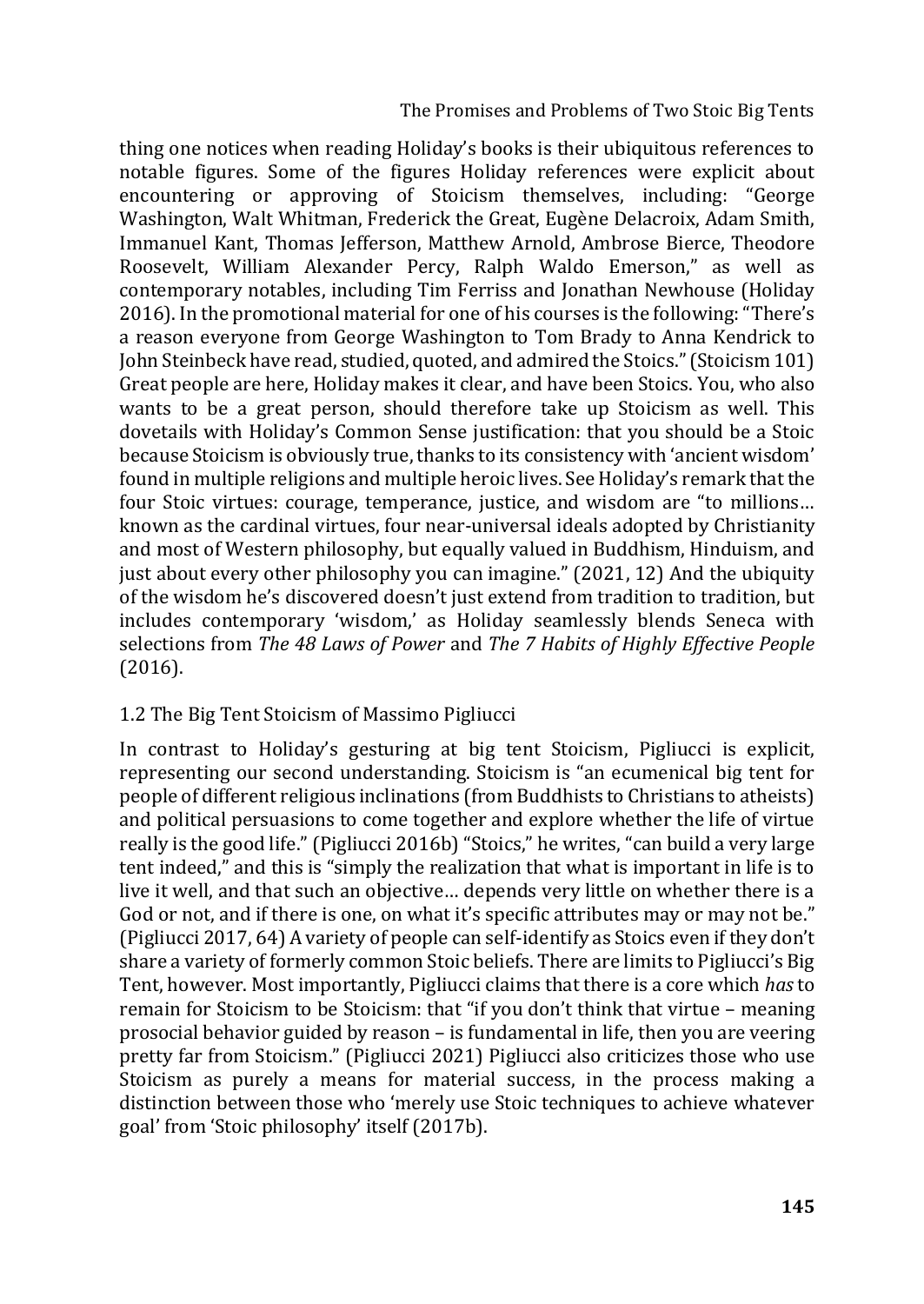thing one notices when reading Holiday's books is their ubiquitous references to notable figures. Some of the figures Holiday references were explicit about encountering or approving of Stoicism themselves, including: "George Washington, Walt Whitman, Frederick the Great, Eugène Delacroix, Adam Smith, Immanuel Kant, Thomas Jefferson, Matthew Arnold, Ambrose Bierce, Theodore Roosevelt, William Alexander Percy, Ralph Waldo Emerson," as well as contemporary notables, including Tim Ferriss and Jonathan Newhouse (Holiday 2016). In the promotional material for one of his courses is the following: "There's a reason everyone from George Washington to Tom Brady to Anna Kendrick to John Steinbeck have read, studied, quoted, and admired the Stoics." (Stoicism 101) Great people are here, Holiday makes it clear, and have been Stoics. You, who also wants to be a great person, should therefore take up Stoicism as well. This dovetails with Holiday's Common Sense justification: that you should be a Stoic because Stoicism is obviously true, thanks to its consistency with 'ancient wisdom' found in multiple religions and multiple heroic lives. See Holiday's remark that the four Stoic virtues: courage, temperance, justice, and wisdom are "to millions… known as the cardinal virtues, four near-universal ideals adopted by Christianity and most of Western philosophy, but equally valued in Buddhism, Hinduism, and just about every other philosophy you can imagine." (2021, 12) And the ubiquity of the wisdom he's discovered doesn't just extend from tradition to tradition, but includes contemporary 'wisdom,' as Holiday seamlessly blends Seneca with selections from *The 48 Laws of Power* and *The 7 Habits of Highly Effective People* (2016).

## 1.2 The Big Tent Stoicism of Massimo Pigliucci

In contrast to Holiday's gesturing at big tent Stoicism, Pigliucci is explicit, representing our second understanding. Stoicism is "an ecumenical big tent for people of different religious inclinations (from Buddhists to Christians to atheists) and political persuasions to come together and explore whether the life of virtue really is the good life." (Pigliucci 2016b) "Stoics," he writes, "can build a very large tent indeed," and this is "simply the realization that what is important in life is to live it well, and that such an objective… depends very little on whether there is a God or not, and if there is one, on what it's specific attributes may or may not be." (Pigliucci 2017, 64) A variety of people can self-identify as Stoics even if they don't share a variety of formerly common Stoic beliefs. There are limits to Pigliucci's Big Tent, however. Most importantly, Pigliucci claims that there is a core which *has* to remain for Stoicism to be Stoicism: that "if you don't think that virtue – meaning prosocial behavior guided by reason – is fundamental in life, then you are veering pretty far from Stoicism." (Pigliucci 2021) Pigliucci also criticizes those who use Stoicism as purely a means for material success, in the process making a distinction between those who 'merely use Stoic techniques to achieve whatever goal' from 'Stoic philosophy' itself (2017b).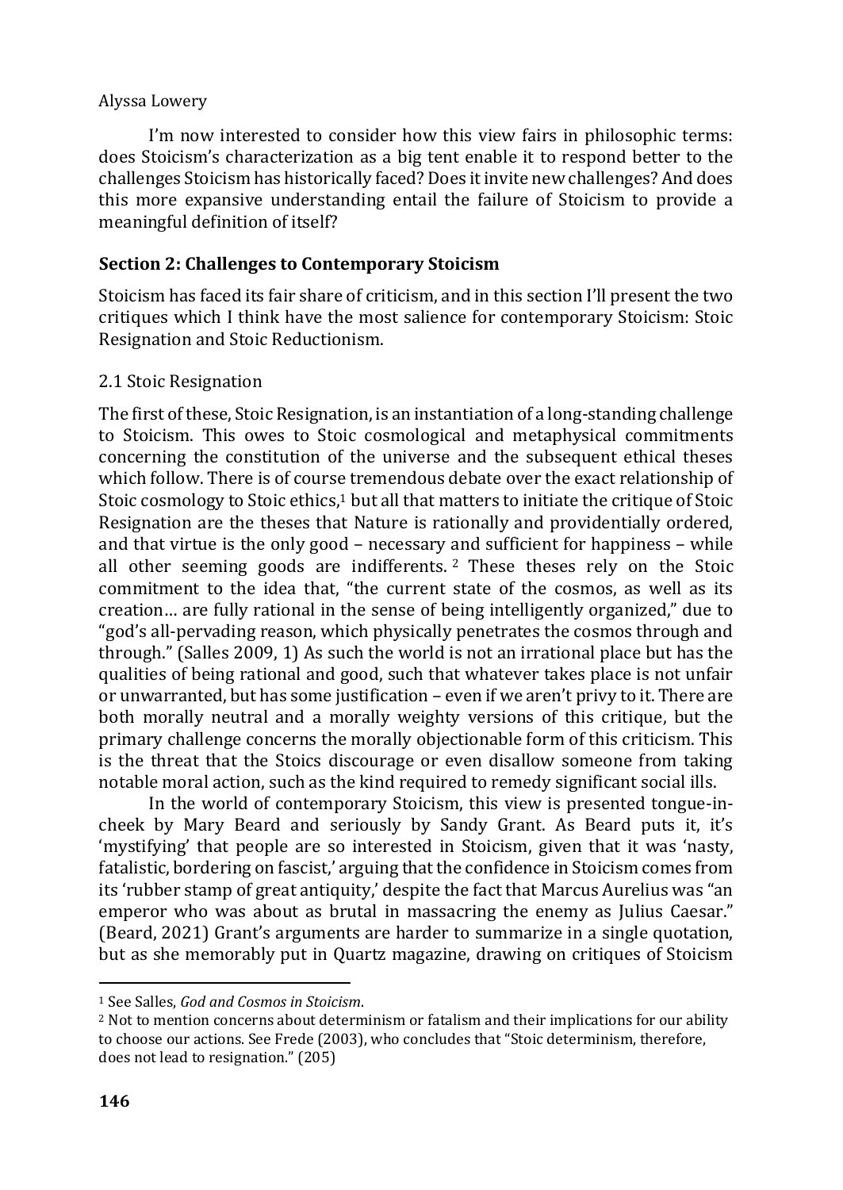I'm now interested to consider how this view fairs in philosophic terms: does Stoicism's characterization as a big tent enable it to respond better to the challenges Stoicism has historically faced? Does it invite new challenges? And does this more expansive understanding entail the failure of Stoicism to provide a meaningful definition of itself?

## Section 2: Challenges to Contemporary Stoicism

Stoicism has faced its fair share of criticism, and in this section I'll present the two critiques which I think have the most salience for contemporary Stoicism: Stoic Resignation and Stoic Reductionism.

### 2.1 Stoic Resignation

The first of these, Stoic Resignation, is an instantiation of a long-standing challenge to Stoicism. This owes to Stoic cosmological and metaphysical commitments concerning the constitution of the universe and the subsequent ethical theses which follow. There is of course tremendous debate over the exact relationship of Stoic cosmology to Stoic ethics,[1] but all that matters to initiate the critique of Stoic Resignation are the theses that Nature is rationally and providentially ordered, and that virtue is the only good – necessary and sufficient for happiness – while all other seeming goods are indifferents.[2] These theses rely on the Stoic commitment to the idea that, "the current state of the cosmos, as well as its creation… are fully rational in the sense of being intelligently organized," due to "god's all-pervading reason, which physically penetrates the cosmos through and through." (Salles 2009, 1) As such the world is not an irrational place but has the qualities of being rational and good, such that whatever takes place is not unfair or unwarranted, but has some justification – even if we aren't privy to it. There are both morally neutral and a morally weighty versions of this critique, but the primary challenge concerns the morally objectionable form of this criticism. This is the threat that the Stoics discourage or even disallow someone from taking notable moral action, such as the kind required to remedy significant social ills.

In the world of contemporary Stoicism, this view is presented tongue-in-cheek by Mary Beard and seriously by Sandy Grant. As Beard puts it, it's 'mystifying' that people are so interested in Stoicism, given that it was 'nasty, fatalistic, bordering on fascist,' arguing that the confidence in Stoicism comes from its 'rubber stamp of great antiquity,' despite the fact that Marcus Aurelius was "an emperor who was about as brutal in massacring the enemy as Julius Caesar." (Beard, 2021) Grant's arguments are harder to summarize in a single quotation, but as she memorably put in Quartz magazine, drawing on critiques of Stoicism

---

[1] See Salles, *God and Cosmos in Stoicism*.

[2] Not to mention concerns about determinism or fatalism and their implications for our ability to choose our actions. See Frede (2003), who concludes that "Stoic determinism, therefore, does not lead to resignation." (205)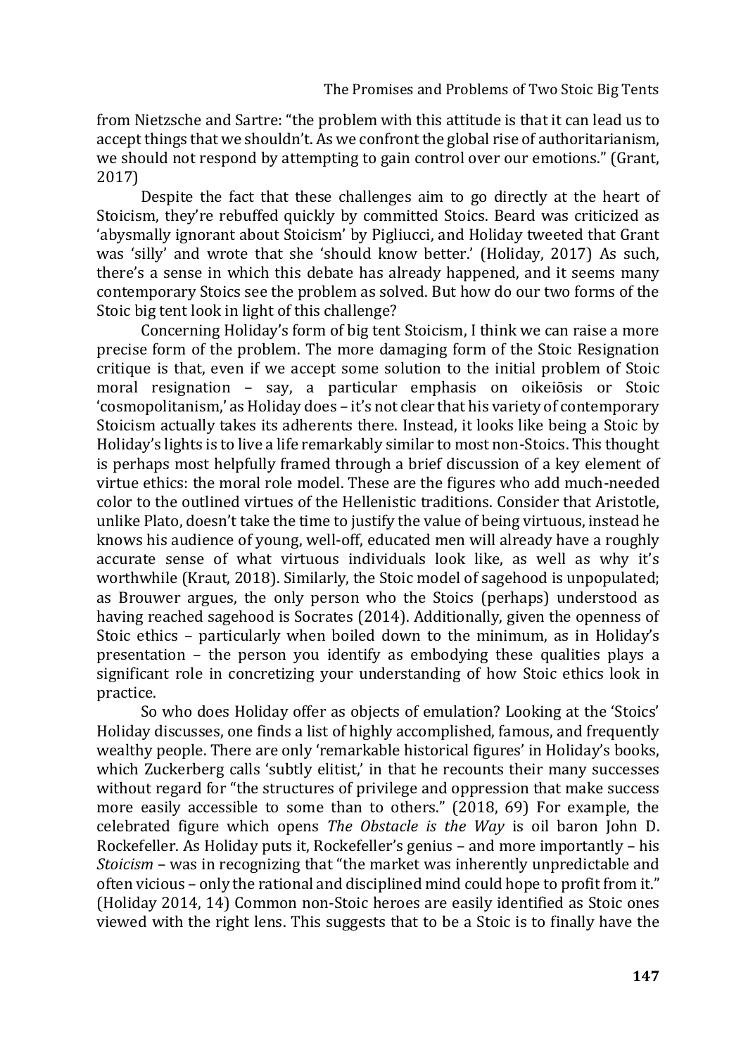from Nietzsche and Sartre: "the problem with this attitude is that it can lead us to accept things that we shouldn't. As we confront the global rise of authoritarianism, we should not respond by attempting to gain control over our emotions." (Grant, 2017)

Despite the fact that these challenges aim to go directly at the heart of Stoicism, they're rebuffed quickly by committed Stoics. Beard was criticized as 'abysmally ignorant about Stoicism' by Pigliucci, and Holiday tweeted that Grant was 'silly' and wrote that she 'should know better.' (Holiday, 2017) As such, there's a sense in which this debate has already happened, and it seems many contemporary Stoics see the problem as solved. But how do our two forms of the Stoic big tent look in light of this challenge?

Concerning Holiday's form of big tent Stoicism, I think we can raise a more precise form of the problem. The more damaging form of the Stoic Resignation critique is that, even if we accept some solution to the initial problem of Stoic moral resignation – say, a particular emphasis on oikeiōsis or Stoic 'cosmopolitanism,' as Holiday does – it's not clear that his variety of contemporary Stoicism actually takes its adherents there. Instead, it looks like being a Stoic by Holiday's lights is to live a life remarkably similar to most non-Stoics. This thought is perhaps most helpfully framed through a brief discussion of a key element of virtue ethics: the moral role model. These are the figures who add much-needed color to the outlined virtues of the Hellenistic traditions. Consider that Aristotle, unlike Plato, doesn't take the time to justify the value of being virtuous, instead he knows his audience of young, well-off, educated men will already have a roughly accurate sense of what virtuous individuals look like, as well as why it's worthwhile (Kraut, 2018). Similarly, the Stoic model of sagehood is unpopulated; as Brouwer argues, the only person who the Stoics (perhaps) understood as having reached sagehood is Socrates (2014). Additionally, given the openness of Stoic ethics – particularly when boiled down to the minimum, as in Holiday's presentation – the person you identify as embodying these qualities plays a significant role in concretizing your understanding of how Stoic ethics look in practice.

So who does Holiday offer as objects of emulation? Looking at the 'Stoics' Holiday discusses, one finds a list of highly accomplished, famous, and frequently wealthy people. There are only 'remarkable historical figures' in Holiday's books, which Zuckerberg calls 'subtly elitist,' in that he recounts their many successes without regard for "the structures of privilege and oppression that make success more easily accessible to some than to others." (2018, 69) For example, the celebrated figure which opens *The Obstacle is the Way* is oil baron John D. Rockefeller. As Holiday puts it, Rockefeller's genius – and more importantly – his *Stoicism* – was in recognizing that "the market was inherently unpredictable and often vicious – only the rational and disciplined mind could hope to profit from it." (Holiday 2014, 14) Common non-Stoic heroes are easily identified as Stoic ones viewed with the right lens. This suggests that to be a Stoic is to finally have the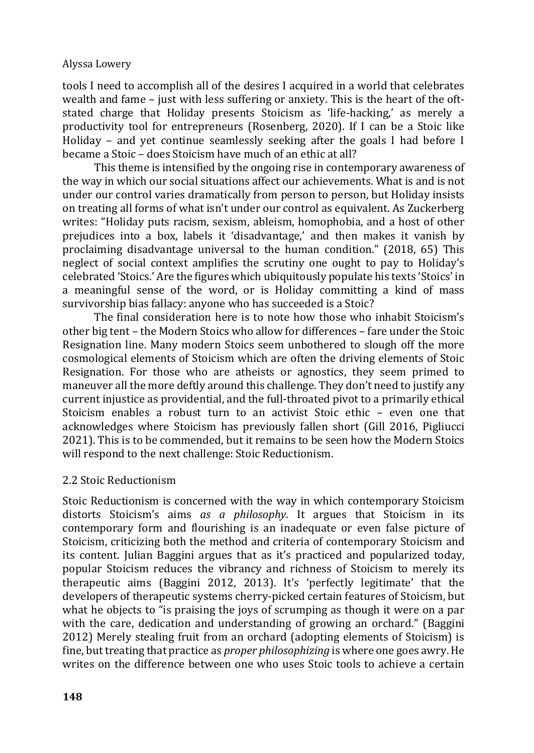tools I need to accomplish all of the desires I acquired in a world that celebrates wealth and fame – just with less suffering or anxiety. This is the heart of the oft-stated charge that Holiday presents Stoicism as 'life-hacking,' as merely a productivity tool for entrepreneurs (Rosenberg, 2020). If I can be a Stoic like Holiday – and yet continue seamlessly seeking after the goals I had before I became a Stoic – does Stoicism have much of an ethic at all?

This theme is intensified by the ongoing rise in contemporary awareness of the way in which our social situations affect our achievements. What is and is not under our control varies dramatically from person to person, but Holiday insists on treating all forms of what isn't under our control as equivalent. As Zuckerberg writes: "Holiday puts racism, sexism, ableism, homophobia, and a host of other prejudices into a box, labels it 'disadvantage,' and then makes it vanish by proclaiming disadvantage universal to the human condition." (2018, 65) This neglect of social context amplifies the scrutiny one ought to pay to Holiday's celebrated 'Stoics.' Are the figures which ubiquitously populate his texts 'Stoics' in a meaningful sense of the word, or is Holiday committing a kind of mass survivorship bias fallacy: anyone who has succeeded is a Stoic?

The final consideration here is to note how those who inhabit Stoicism's other big tent – the Modern Stoics who allow for differences – fare under the Stoic Resignation line. Many modern Stoics seem unbothered to slough off the more cosmological elements of Stoicism which are often the driving elements of Stoic Resignation. For those who are atheists or agnostics, they seem primed to maneuver all the more deftly around this challenge. They don't need to justify any current injustice as providential, and the full-throated pivot to a primarily ethical Stoicism enables a robust turn to an activist Stoic ethic – even one that acknowledges where Stoicism has previously fallen short (Gill 2016, Pigliucci 2021). This is to be commended, but it remains to be seen how the Modern Stoics will respond to the next challenge: Stoic Reductionism.

## 2.2 Stoic Reductionism

Stoic Reductionism is concerned with the way in which contemporary Stoicism distorts Stoicism's aims *as a philosophy*. It argues that Stoicism in its contemporary form and flourishing is an inadequate or even false picture of Stoicism, criticizing both the method and criteria of contemporary Stoicism and its content. Julian Baggini argues that as it's practiced and popularized today, popular Stoicism reduces the vibrancy and richness of Stoicism to merely its therapeutic aims (Baggini 2012, 2013). It's 'perfectly legitimate' that the developers of therapeutic systems cherry-picked certain features of Stoicism, but what he objects to "is praising the joys of scrumping as though it were on a par with the care, dedication and understanding of growing an orchard." (Baggini 2012) Merely stealing fruit from an orchard (adopting elements of Stoicism) is fine, but treating that practice as *proper philosophizing* is where one goes awry. He writes on the difference between one who uses Stoic tools to achieve a certain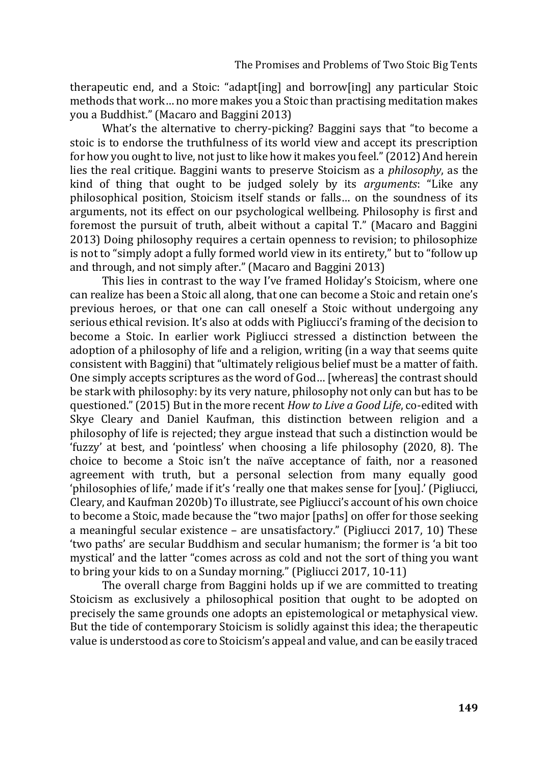therapeutic end, and a Stoic: "adapt[ing] and borrow[ing] any particular Stoic methods that work… no more makes you a Stoic than practising meditation makes you a Buddhist." (Macaro and Baggini 2013)

What's the alternative to cherry-picking? Baggini says that "to become a stoic is to endorse the truthfulness of its world view and accept its prescription for how you ought to live, not just to like how it makes you feel." (2012) And herein lies the real critique. Baggini wants to preserve Stoicism as a *philosophy*, as the kind of thing that ought to be judged solely by its *arguments*: "Like any philosophical position, Stoicism itself stands or falls… on the soundness of its arguments, not its effect on our psychological wellbeing. Philosophy is first and foremost the pursuit of truth, albeit without a capital T." (Macaro and Baggini 2013) Doing philosophy requires a certain openness to revision; to philosophize is not to "simply adopt a fully formed world view in its entirety," but to "follow up and through, and not simply after." (Macaro and Baggini 2013)

This lies in contrast to the way I've framed Holiday's Stoicism, where one can realize has been a Stoic all along, that one can become a Stoic and retain one's previous heroes, or that one can call oneself a Stoic without undergoing any serious ethical revision. It's also at odds with Pigliucci's framing of the decision to become a Stoic. In earlier work Pigliucci stressed a distinction between the adoption of a philosophy of life and a religion, writing (in a way that seems quite consistent with Baggini) that "ultimately religious belief must be a matter of faith. One simply accepts scriptures as the word of God… [whereas] the contrast should be stark with philosophy: by its very nature, philosophy not only can but has to be questioned." (2015) But in the more recent *How to Live a Good Life*, co-edited with Skye Cleary and Daniel Kaufman, this distinction between religion and a philosophy of life is rejected; they argue instead that such a distinction would be 'fuzzy' at best, and 'pointless' when choosing a life philosophy (2020, 8). The choice to become a Stoic isn't the naïve acceptance of faith, nor a reasoned agreement with truth, but a personal selection from many equally good 'philosophies of life,' made if it's 'really one that makes sense for [you].' (Pigliucci, Cleary, and Kaufman 2020b) To illustrate, see Pigliucci's account of his own choice to become a Stoic, made because the "two major [paths] on offer for those seeking a meaningful secular existence – are unsatisfactory." (Pigliucci 2017, 10) These 'two paths' are secular Buddhism and secular humanism; the former is 'a bit too mystical' and the latter "comes across as cold and not the sort of thing you want to bring your kids to on a Sunday morning." (Pigliucci 2017, 10-11)

The overall charge from Baggini holds up if we are committed to treating Stoicism as exclusively a philosophical position that ought to be adopted on precisely the same grounds one adopts an epistemological or metaphysical view. But the tide of contemporary Stoicism is solidly against this idea; the therapeutic value is understood as core to Stoicism's appeal and value, and can be easily traced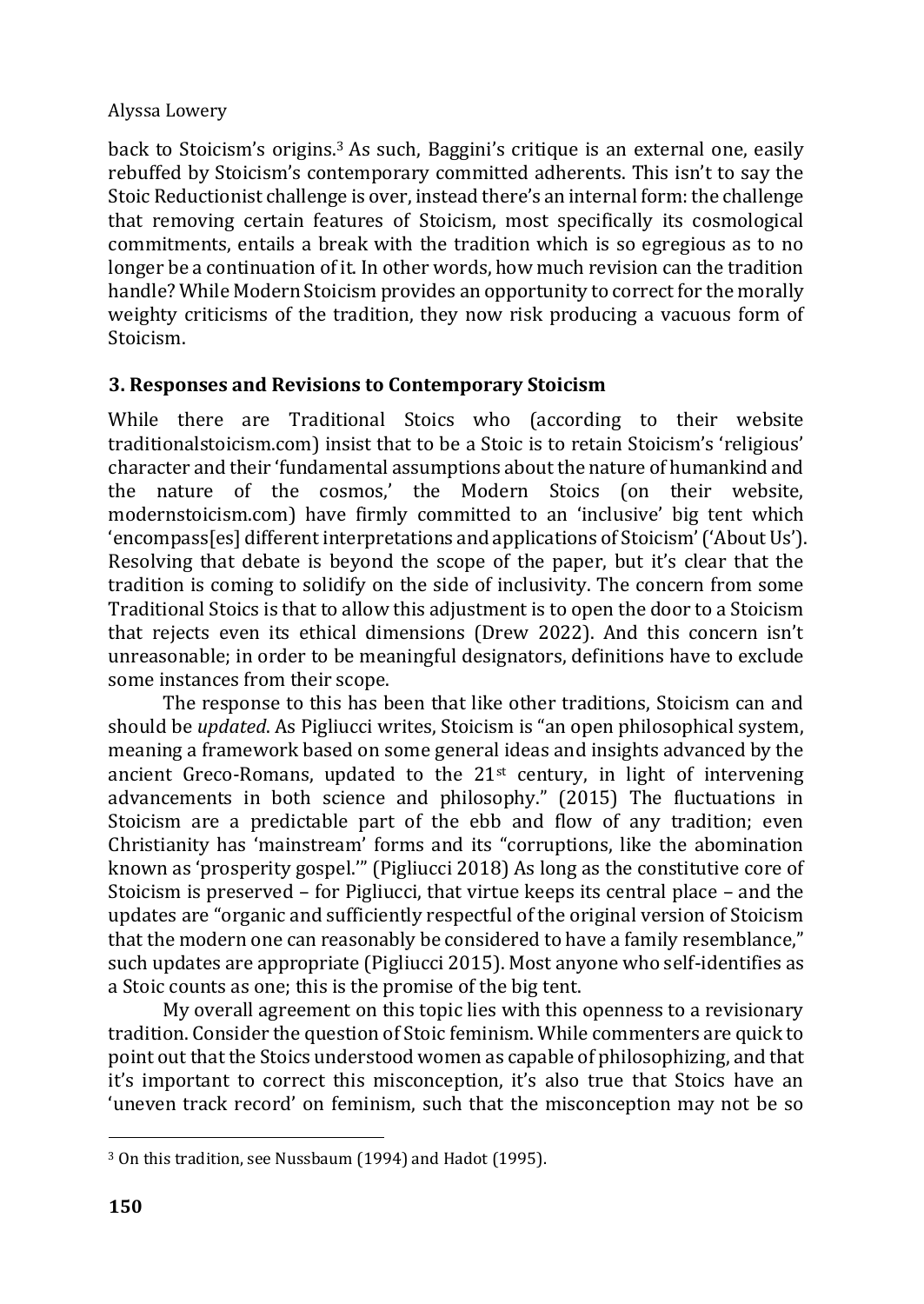back to Stoicism's origins.[3] As such, Baggini's critique is an external one, easily rebuffed by Stoicism's contemporary committed adherents. This isn't to say the Stoic Reductionist challenge is over, instead there's an internal form: the challenge that removing certain features of Stoicism, most specifically its cosmological commitments, entails a break with the tradition which is so egregious as to no longer be a continuation of it. In other words, how much revision can the tradition handle? While Modern Stoicism provides an opportunity to correct for the morally weighty criticisms of the tradition, they now risk producing a vacuous form of Stoicism.

### 3. Responses and Revisions to Contemporary Stoicism

While there are Traditional Stoics who (according to their website traditionalstoicism.com) insist that to be a Stoic is to retain Stoicism's 'religious' character and their 'fundamental assumptions about the nature of humankind and the nature of the cosmos,' the Modern Stoics (on their website, modernstoicism.com) have firmly committed to an 'inclusive' big tent which 'encompass[es] different interpretations and applications of Stoicism' ('About Us'). Resolving that debate is beyond the scope of the paper, but it's clear that the tradition is coming to solidify on the side of inclusivity. The concern from some Traditional Stoics is that to allow this adjustment is to open the door to a Stoicism that rejects even its ethical dimensions (Drew 2022). And this concern isn't unreasonable; in order to be meaningful designators, definitions have to exclude some instances from their scope.

The response to this has been that like other traditions, Stoicism can and should be *updated*. As Pigliucci writes, Stoicism is "an open philosophical system, meaning a framework based on some general ideas and insights advanced by the ancient Greco-Romans, updated to the 21st century, in light of intervening advancements in both science and philosophy." (2015) The fluctuations in Stoicism are a predictable part of the ebb and flow of any tradition; even Christianity has 'mainstream' forms and its "corruptions, like the abomination known as 'prosperity gospel.'" (Pigliucci 2018) As long as the constitutive core of Stoicism is preserved – for Pigliucci, that virtue keeps its central place – and the updates are "organic and sufficiently respectful of the original version of Stoicism that the modern one can reasonably be considered to have a family resemblance," such updates are appropriate (Pigliucci 2015). Most anyone who self-identifies as a Stoic counts as one; this is the promise of the big tent.

My overall agreement on this topic lies with this openness to a revisionary tradition. Consider the question of Stoic feminism. While commenters are quick to point out that the Stoics understood women as capable of philosophizing, and that it's important to correct this misconception, it's also true that Stoics have an 'uneven track record' on feminism, such that the misconception may not be so

[3] On this tradition, see Nussbaum (1994) and Hadot (1995).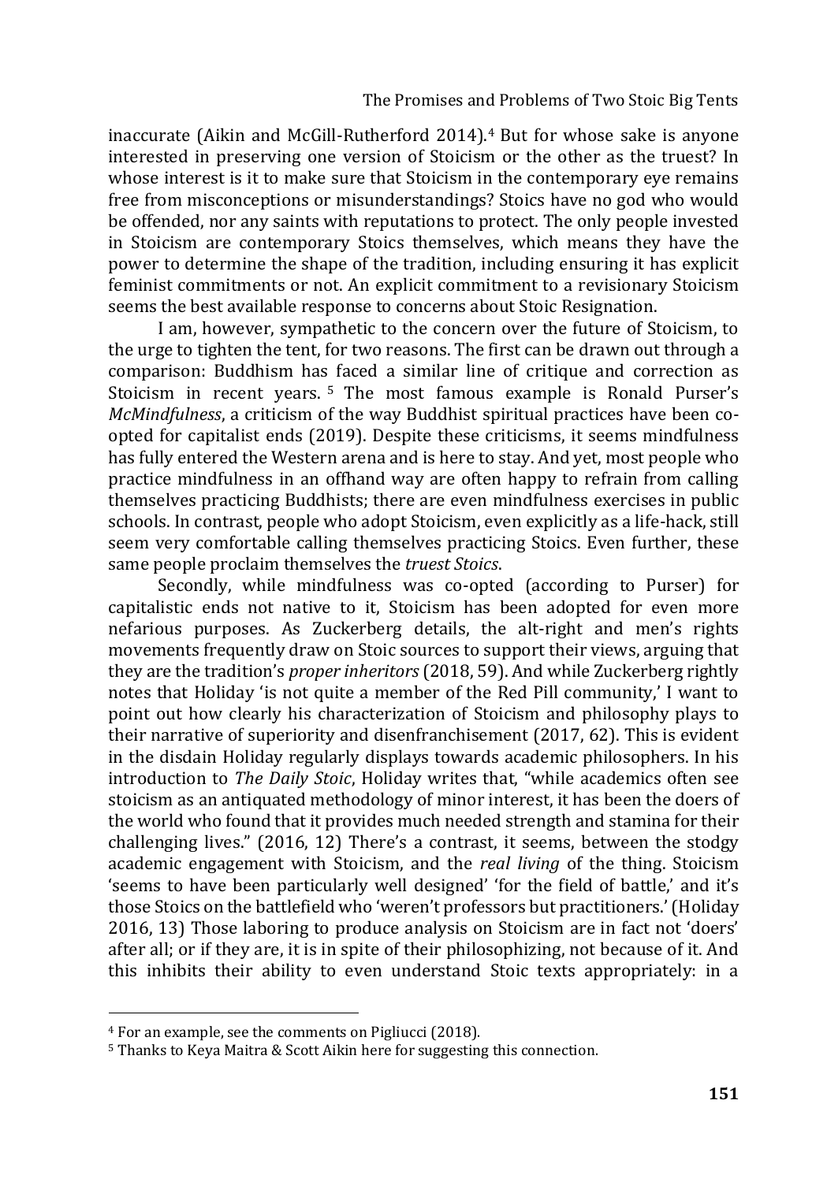inaccurate (Aikin and McGill-Rutherford 2014).[4] But for whose sake is anyone interested in preserving one version of Stoicism or the other as the truest? In whose interest is it to make sure that Stoicism in the contemporary eye remains free from misconceptions or misunderstandings? Stoics have no god who would be offended, nor any saints with reputations to protect. The only people invested in Stoicism are contemporary Stoics themselves, which means they have the power to determine the shape of the tradition, including ensuring it has explicit feminist commitments or not. An explicit commitment to a revisionary Stoicism seems the best available response to concerns about Stoic Resignation.

I am, however, sympathetic to the concern over the future of Stoicism, to the urge to tighten the tent, for two reasons. The first can be drawn out through a comparison: Buddhism has faced a similar line of critique and correction as Stoicism in recent years.[5] The most famous example is Ronald Purser's *McMindfulness*, a criticism of the way Buddhist spiritual practices have been co-opted for capitalist ends (2019). Despite these criticisms, it seems mindfulness has fully entered the Western arena and is here to stay. And yet, most people who practice mindfulness in an offhand way are often happy to refrain from calling themselves practicing Buddhists; there are even mindfulness exercises in public schools. In contrast, people who adopt Stoicism, even explicitly as a life-hack, still seem very comfortable calling themselves practicing Stoics. Even further, these same people proclaim themselves the *truest Stoics*.

Secondly, while mindfulness was co-opted (according to Purser) for capitalistic ends not native to it, Stoicism has been adopted for even more nefarious purposes. As Zuckerberg details, the alt-right and men's rights movements frequently draw on Stoic sources to support their views, arguing that they are the tradition's *proper inheritors* (2018, 59). And while Zuckerberg rightly notes that Holiday 'is not quite a member of the Red Pill community,' I want to point out how clearly his characterization of Stoicism and philosophy plays to their narrative of superiority and disenfranchisement (2017, 62). This is evident in the disdain Holiday regularly displays towards academic philosophers. In his introduction to *The Daily Stoic*, Holiday writes that, "while academics often see stoicism as an antiquated methodology of minor interest, it has been the doers of the world who found that it provides much needed strength and stamina for their challenging lives." (2016, 12) There's a contrast, it seems, between the stodgy academic engagement with Stoicism, and the *real living* of the thing. Stoicism 'seems to have been particularly well designed' 'for the field of battle,' and it's those Stoics on the battlefield who 'weren't professors but practitioners.' (Holiday 2016, 13) Those laboring to produce analysis on Stoicism are in fact not 'doers' after all; or if they are, it is in spite of their philosophizing, not because of it. And this inhibits their ability to even understand Stoic texts appropriately: in a

[4] For an example, see the comments on Pigliucci (2018).

[5] Thanks to Keya Maitra & Scott Aikin here for suggesting this connection.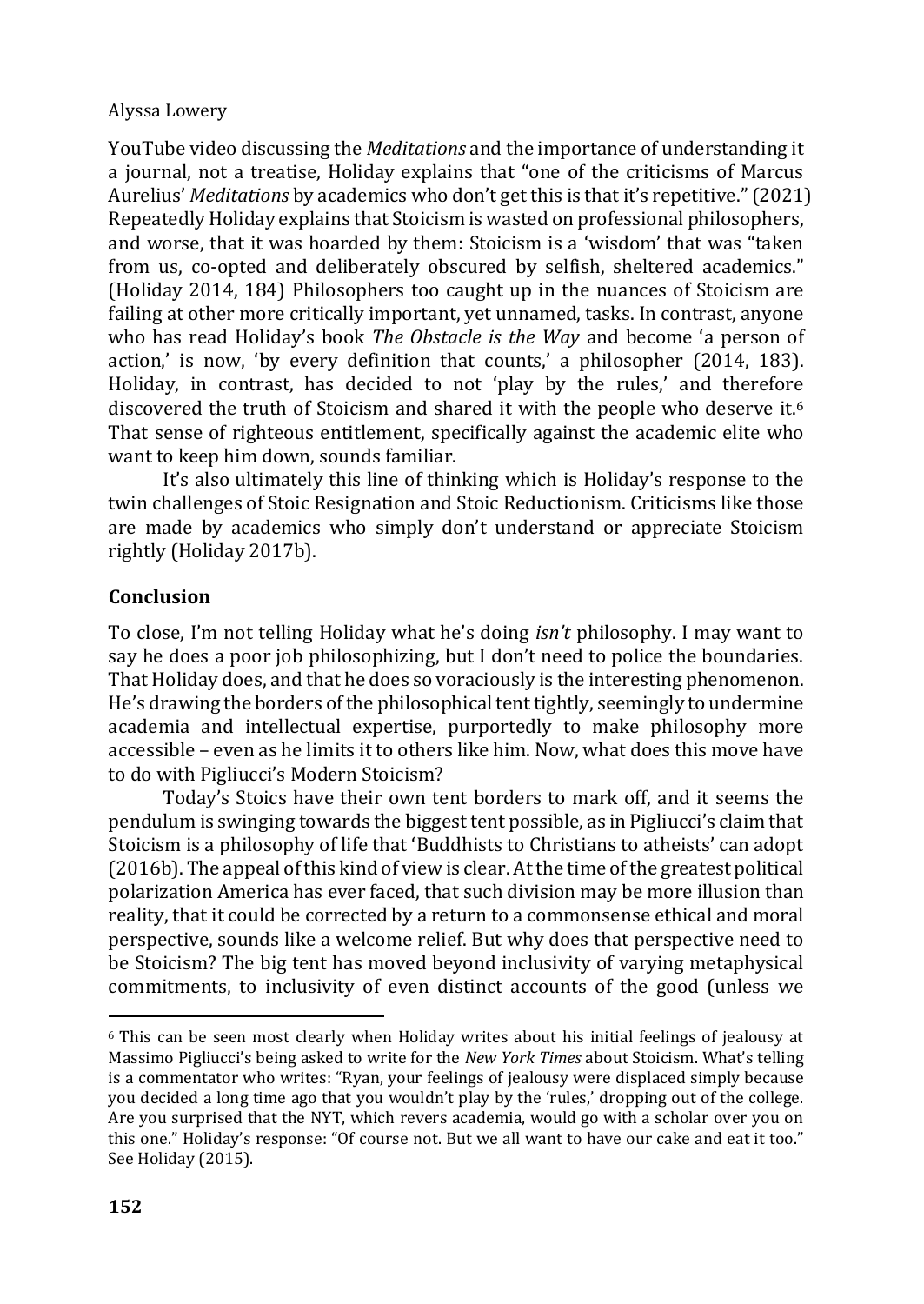YouTube video discussing the *Meditations* and the importance of understanding it a journal, not a treatise, Holiday explains that "one of the criticisms of Marcus Aurelius' *Meditations* by academics who don't get this is that it's repetitive." (2021) Repeatedly Holiday explains that Stoicism is wasted on professional philosophers, and worse, that it was hoarded by them: Stoicism is a 'wisdom' that was "taken from us, co-opted and deliberately obscured by selfish, sheltered academics." (Holiday 2014, 184) Philosophers too caught up in the nuances of Stoicism are failing at other more critically important, yet unnamed, tasks. In contrast, anyone who has read Holiday's book *The Obstacle is the Way* and become 'a person of action,' is now, 'by every definition that counts,' a philosopher (2014, 183). Holiday, in contrast, has decided to not 'play by the rules,' and therefore discovered the truth of Stoicism and shared it with the people who deserve it.[6] That sense of righteous entitlement, specifically against the academic elite who want to keep him down, sounds familiar.

It's also ultimately this line of thinking which is Holiday's response to the twin challenges of Stoic Resignation and Stoic Reductionism. Criticisms like those are made by academics who simply don't understand or appreciate Stoicism rightly (Holiday 2017b).

## Conclusion

To close, I'm not telling Holiday what he's doing *isn't* philosophy. I may want to say he does a poor job philosophizing, but I don't need to police the boundaries. That Holiday does, and that he does so voraciously is the interesting phenomenon. He's drawing the borders of the philosophical tent tightly, seemingly to undermine academia and intellectual expertise, purportedly to make philosophy more accessible – even as he limits it to others like him. Now, what does this move have to do with Pigliucci's Modern Stoicism?

Today's Stoics have their own tent borders to mark off, and it seems the pendulum is swinging towards the biggest tent possible, as in Pigliucci's claim that Stoicism is a philosophy of life that 'Buddhists to Christians to atheists' can adopt (2016b). The appeal of this kind of view is clear. At the time of the greatest political polarization America has ever faced, that such division may be more illusion than reality, that it could be corrected by a return to a commonsense ethical and moral perspective, sounds like a welcome relief. But why does that perspective need to be Stoicism? The big tent has moved beyond inclusivity of varying metaphysical commitments, to inclusivity of even distinct accounts of the good (unless we

---

[6] This can be seen most clearly when Holiday writes about his initial feelings of jealousy at Massimo Pigliucci's being asked to write for the *New York Times* about Stoicism. What's telling is a commentator who writes: "Ryan, your feelings of jealousy were displaced simply because you decided a long time ago that you wouldn't play by the 'rules,' dropping out of the college. Are you surprised that the NYT, which revers academia, would go with a scholar over you on this one." Holiday's response: "Of course not. But we all want to have our cake and eat it too." See Holiday (2015).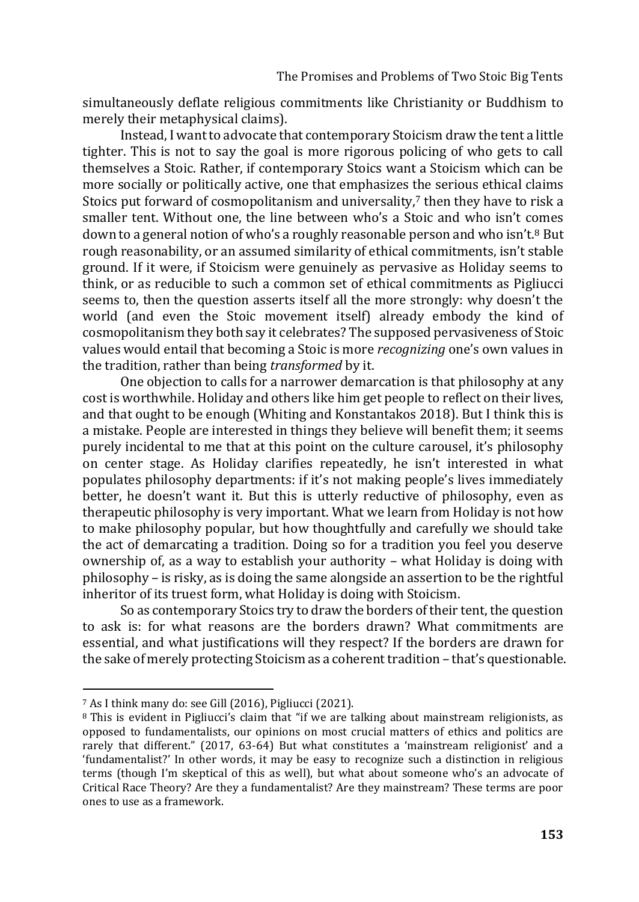simultaneously deflate religious commitments like Christianity or Buddhism to merely their metaphysical claims).

Instead, I want to advocate that contemporary Stoicism draw the tent a little tighter. This is not to say the goal is more rigorous policing of who gets to call themselves a Stoic. Rather, if contemporary Stoics want a Stoicism which can be more socially or politically active, one that emphasizes the serious ethical claims Stoics put forward of cosmopolitanism and universality,[7] then they have to risk a smaller tent. Without one, the line between who's a Stoic and who isn't comes down to a general notion of who's a roughly reasonable person and who isn't.[8] But rough reasonability, or an assumed similarity of ethical commitments, isn't stable ground. If it were, if Stoicism were genuinely as pervasive as Holiday seems to think, or as reducible to such a common set of ethical commitments as Pigliucci seems to, then the question asserts itself all the more strongly: why doesn't the world (and even the Stoic movement itself) already embody the kind of cosmopolitanism they both say it celebrates? The supposed pervasiveness of Stoic values would entail that becoming a Stoic is more *recognizing* one's own values in the tradition, rather than being *transformed* by it.

One objection to calls for a narrower demarcation is that philosophy at any cost is worthwhile. Holiday and others like him get people to reflect on their lives, and that ought to be enough (Whiting and Konstantakos 2018). But I think this is a mistake. People are interested in things they believe will benefit them; it seems purely incidental to me that at this point on the culture carousel, it's philosophy on center stage. As Holiday clarifies repeatedly, he isn't interested in what populates philosophy departments: if it's not making people's lives immediately better, he doesn't want it. But this is utterly reductive of philosophy, even as therapeutic philosophy is very important. What we learn from Holiday is not how to make philosophy popular, but how thoughtfully and carefully we should take the act of demarcating a tradition. Doing so for a tradition you feel you deserve ownership of, as a way to establish your authority – what Holiday is doing with philosophy – is risky, as is doing the same alongside an assertion to be the rightful inheritor of its truest form, what Holiday is doing with Stoicism.

So as contemporary Stoics try to draw the borders of their tent, the question to ask is: for what reasons are the borders drawn? What commitments are essential, and what justifications will they respect? If the borders are drawn for the sake of merely protecting Stoicism as a coherent tradition – that's questionable.

---

[7] As I think many do: see Gill (2016), Pigliucci (2021).

[8] This is evident in Pigliucci's claim that "if we are talking about mainstream religionists, as opposed to fundamentalists, our opinions on most crucial matters of ethics and politics are rarely that different." (2017, 63-64) But what constitutes a 'mainstream religionist' and a 'fundamentalist?' In other words, it may be easy to recognize such a distinction in religious terms (though I'm skeptical of this as well), but what about someone who's an advocate of Critical Race Theory? Are they a fundamentalist? Are they mainstream? These terms are poor ones to use as a framework.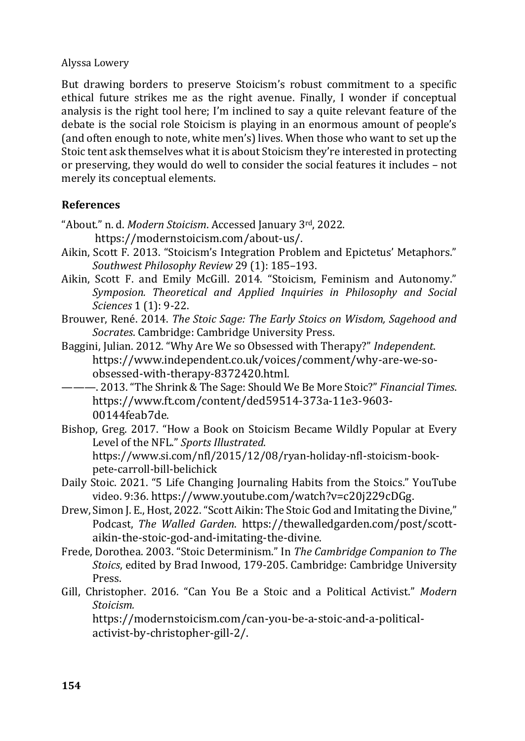But drawing borders to preserve Stoicism's robust commitment to a specific ethical future strikes me as the right avenue. Finally, I wonder if conceptual analysis is the right tool here; I'm inclined to say a quite relevant feature of the debate is the social role Stoicism is playing in an enormous amount of people's (and often enough to note, white men's) lives. When those who want to set up the Stoic tent ask themselves what it is about Stoicism they're interested in protecting or preserving, they would do well to consider the social features it includes – not merely its conceptual elements.

## References

"About." n. d. *Modern Stoicism*. Accessed January 3rd, 2022. https://modernstoicism.com/about-us/.

Aikin, Scott F. 2013. "Stoicism's Integration Problem and Epictetus' Metaphors." *Southwest Philosophy Review* 29 (1): 185–193.

Aikin, Scott F. and Emily McGill. 2014. "Stoicism, Feminism and Autonomy." *Symposion. Theoretical and Applied Inquiries in Philosophy and Social Sciences* 1 (1): 9-22.

Brouwer, René. 2014. *The Stoic Sage: The Early Stoics on Wisdom, Sagehood and Socrates*. Cambridge: Cambridge University Press.

Baggini, Julian. 2012. "Why Are We so Obsessed with Therapy?" *Independent*. https://www.independent.co.uk/voices/comment/why-are-we-so-obsessed-with-therapy-8372420.html.

———. 2013. "The Shrink & The Sage: Should We Be More Stoic?" *Financial Times*. https://www.ft.com/content/ded59514-373a-11e3-9603-00144feab7de.

Bishop, Greg. 2017. "How a Book on Stoicism Became Wildly Popular at Every Level of the NFL." *Sports Illustrated*. https://www.si.com/nfl/2015/12/08/ryan-holiday-nfl-stoicism-book-pete-carroll-bill-belichick

Daily Stoic. 2021. "5 Life Changing Journaling Habits from the Stoics." YouTube video. 9:36. https://www.youtube.com/watch?v=c20j229cDGg.

Drew, Simon J. E., Host, 2022. "Scott Aikin: The Stoic God and Imitating the Divine," Podcast, *The Walled Garden*. https://thewalledgarden.com/post/scott-aikin-the-stoic-god-and-imitating-the-divine.

Frede, Dorothea. 2003. "Stoic Determinism." In *The Cambridge Companion to The Stoics*, edited by Brad Inwood, 179-205. Cambridge: Cambridge University Press.

Gill, Christopher. 2016. "Can You Be a Stoic and a Political Activist." *Modern Stoicism.* https://modernstoicism.com/can-you-be-a-stoic-and-a-political-activist-by-christopher-gill-2/.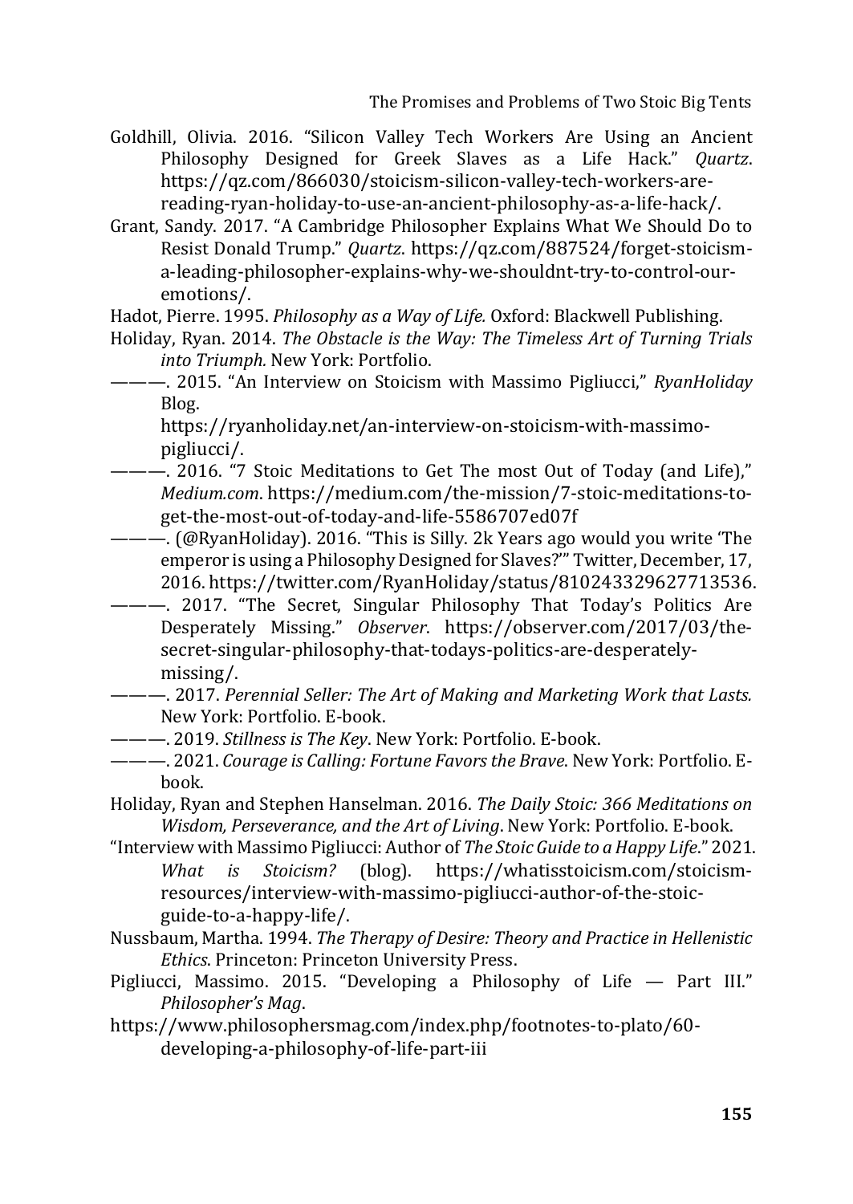Goldhill, Olivia. 2016. "Silicon Valley Tech Workers Are Using an Ancient Philosophy Designed for Greek Slaves as a Life Hack." *Quartz*. https://qz.com/866030/stoicism-silicon-valley-tech-workers-are-reading-ryan-holiday-to-use-an-ancient-philosophy-as-a-life-hack/.

Grant, Sandy. 2017. "A Cambridge Philosopher Explains What We Should Do to Resist Donald Trump." *Quartz*. https://qz.com/887524/forget-stoicism-a-leading-philosopher-explains-why-we-shouldnt-try-to-control-our-emotions/.

Hadot, Pierre. 1995. *Philosophy as a Way of Life.* Oxford: Blackwell Publishing.

Holiday, Ryan. 2014. *The Obstacle is the Way: The Timeless Art of Turning Trials into Triumph.* New York: Portfolio.

———. 2015. "An Interview on Stoicism with Massimo Pigliucci," *RyanHoliday* Blog. https://ryanholiday.net/an-interview-on-stoicism-with-massimo-pigliucci/.

———. 2016. "7 Stoic Meditations to Get The most Out of Today (and Life)," *Medium.com*. https://medium.com/the-mission/7-stoic-meditations-to-get-the-most-out-of-today-and-life-5586707ed07f

———. (@RyanHoliday). 2016. "This is Silly. 2k Years ago would you write 'The emperor is using a Philosophy Designed for Slaves?'" Twitter, December, 17, 2016. https://twitter.com/RyanHoliday/status/810243329627713536.

———. 2017. "The Secret, Singular Philosophy That Today's Politics Are Desperately Missing." *Observer*. https://observer.com/2017/03/the-secret-singular-philosophy-that-todays-politics-are-desperately-missing/.

———. 2017. *Perennial Seller: The Art of Making and Marketing Work that Lasts.* New York: Portfolio. E-book.

———. 2019. *Stillness is The Key*. New York: Portfolio. E-book.

———. 2021. *Courage is Calling: Fortune Favors the Brave*. New York: Portfolio. E-book.

Holiday, Ryan and Stephen Hanselman. 2016. *The Daily Stoic: 366 Meditations on Wisdom, Perseverance, and the Art of Living*. New York: Portfolio. E-book.

"Interview with Massimo Pigliucci: Author of *The Stoic Guide to a Happy Life*." 2021. *What is Stoicism?* (blog). https://whatisstoicism.com/stoicism-resources/interview-with-massimo-pigliucci-author-of-the-stoic-guide-to-a-happy-life/.

Nussbaum, Martha. 1994. *The Therapy of Desire: Theory and Practice in Hellenistic Ethics*. Princeton: Princeton University Press.

Pigliucci, Massimo. 2015. "Developing a Philosophy of Life — Part III." *Philosopher's Mag*. https://www.philosophersmag.com/index.php/footnotes-to-plato/60-developing-a-philosophy-of-life-part-iii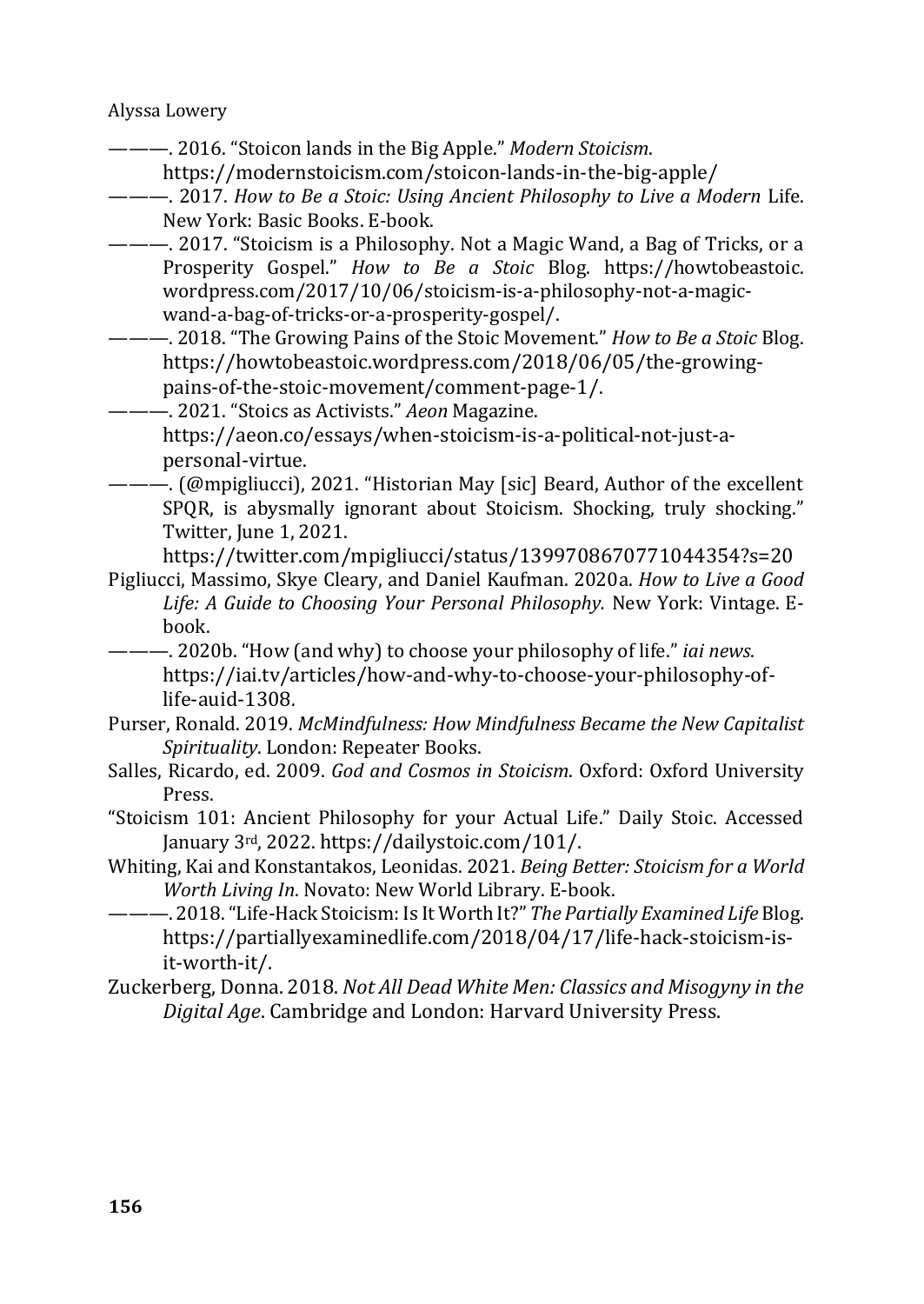———. 2016. "Stoicon lands in the Big Apple." *Modern Stoicism*. https://modernstoicism.com/stoicon-lands-in-the-big-apple/

———. 2017. *How to Be a Stoic: Using Ancient Philosophy to Live a Modern* Life. New York: Basic Books. E-book.

———. 2017. "Stoicism is a Philosophy. Not a Magic Wand, a Bag of Tricks, or a Prosperity Gospel." *How to Be a Stoic* Blog. https://howtobeastoic.wordpress.com/2017/10/06/stoicism-is-a-philosophy-not-a-magic-wand-a-bag-of-tricks-or-a-prosperity-gospel/.

———. 2018. "The Growing Pains of the Stoic Movement." *How to Be a Stoic* Blog. https://howtobeastoic.wordpress.com/2018/06/05/the-growing-pains-of-the-stoic-movement/comment-page-1/.

———. 2021. "Stoics as Activists." *Aeon* Magazine. https://aeon.co/essays/when-stoicism-is-a-political-not-just-a-personal-virtue.

———. (@mpigliucci), 2021. "Historian May [sic] Beard, Author of the excellent SPQR, is abysmally ignorant about Stoicism. Shocking, truly shocking." Twitter, June 1, 2021. https://twitter.com/mpigliucci/status/1399708670771044354?s=20

Pigliucci, Massimo, Skye Cleary, and Daniel Kaufman. 2020a. *How to Live a Good Life: A Guide to Choosing Your Personal Philosophy.* New York: Vintage. E-book.

———. 2020b. "How (and why) to choose your philosophy of life." *iai news*. https://iai.tv/articles/how-and-why-to-choose-your-philosophy-of-life-auid-1308.

Purser, Ronald. 2019. *McMindfulness: How Mindfulness Became the New Capitalist Spirituality*. London: Repeater Books.

Salles, Ricardo, ed. 2009. *God and Cosmos in Stoicism*. Oxford: Oxford University Press.

"Stoicism 101: Ancient Philosophy for your Actual Life." Daily Stoic. Accessed January 3rd, 2022. https://dailystoic.com/101/.

Whiting, Kai and Konstantakos, Leonidas. 2021. *Being Better: Stoicism for a World Worth Living In*. Novato: New World Library. E-book.

———. 2018. "Life-Hack Stoicism: Is It Worth It?" *The Partially Examined Life* Blog. https://partiallyexaminedlife.com/2018/04/17/life-hack-stoicism-is-it-worth-it/.

Zuckerberg, Donna. 2018. *Not All Dead White Men: Classics and Misogyny in the Digital Age*. Cambridge and London: Harvard University Press.